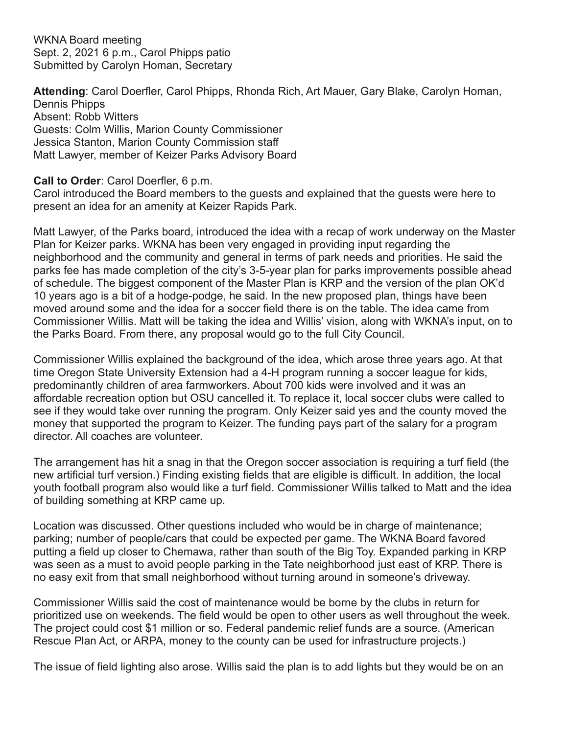WKNA Board meeting
Sept. 2, 2021 6 p.m., Carol Phipps patio
Submitted by Carolyn Homan, Secretary

**Attending**: Carol Doerfler, Carol Phipps, Rhonda Rich, Art Mauer, Gary Blake, Carolyn Homan, Dennis Phipps
Absent: Robb Witters
Guests: Colm Willis, Marion County Commissioner
Jessica Stanton, Marion County Commission staff
Matt Lawyer, member of Keizer Parks Advisory Board

**Call to Order**: Carol Doerfler, 6 p.m.
Carol introduced the Board members to the guests and explained that the guests were here to present an idea for an amenity at Keizer Rapids Park.

Matt Lawyer, of the Parks board, introduced the idea with a recap of work underway on the Master Plan for Keizer parks. WKNA has been very engaged in providing input regarding the neighborhood and the community and general in terms of park needs and priorities. He said the parks fee has made completion of the city's 3-5-year plan for parks improvements possible ahead of schedule. The biggest component of the Master Plan is KRP and the version of the plan OK'd 10 years ago is a bit of a hodge-podge, he said. In the new proposed plan, things have been moved around some and the idea for a soccer field there is on the table. The idea came from Commissioner Willis. Matt will be taking the idea and Willis' vision, along with WKNA's input, on to the Parks Board. From there, any proposal would go to the full City Council.

Commissioner Willis explained the background of the idea, which arose three years ago. At that time Oregon State University Extension had a 4-H program running a soccer league for kids, predominantly children of area farmworkers. About 700 kids were involved and it was an affordable recreation option but OSU cancelled it. To replace it, local soccer clubs were called to see if they would take over running the program. Only Keizer said yes and the county moved the money that supported the program to Keizer. The funding pays part of the salary for a program director. All coaches are volunteer.

The arrangement has hit a snag in that the Oregon soccer association is requiring a turf field (the new artificial turf version.) Finding existing fields that are eligible is difficult. In addition, the local youth football program also would like a turf field. Commissioner Willis talked to Matt and the idea of building something at KRP came up.

Location was discussed. Other questions included who would be in charge of maintenance; parking; number of people/cars that could be expected per game. The WKNA Board favored putting a field up closer to Chemawa, rather than south of the Big Toy. Expanded parking in KRP was seen as a must to avoid people parking in the Tate neighborhood just east of KRP. There is no easy exit from that small neighborhood without turning around in someone's driveway.

Commissioner Willis said the cost of maintenance would be borne by the clubs in return for prioritized use on weekends. The field would be open to other users as well throughout the week. The project could cost $1 million or so. Federal pandemic relief funds are a source. (American Rescue Plan Act, or ARPA, money to the county can be used for infrastructure projects.)

The issue of field lighting also arose. Willis said the plan is to add lights but they would be on an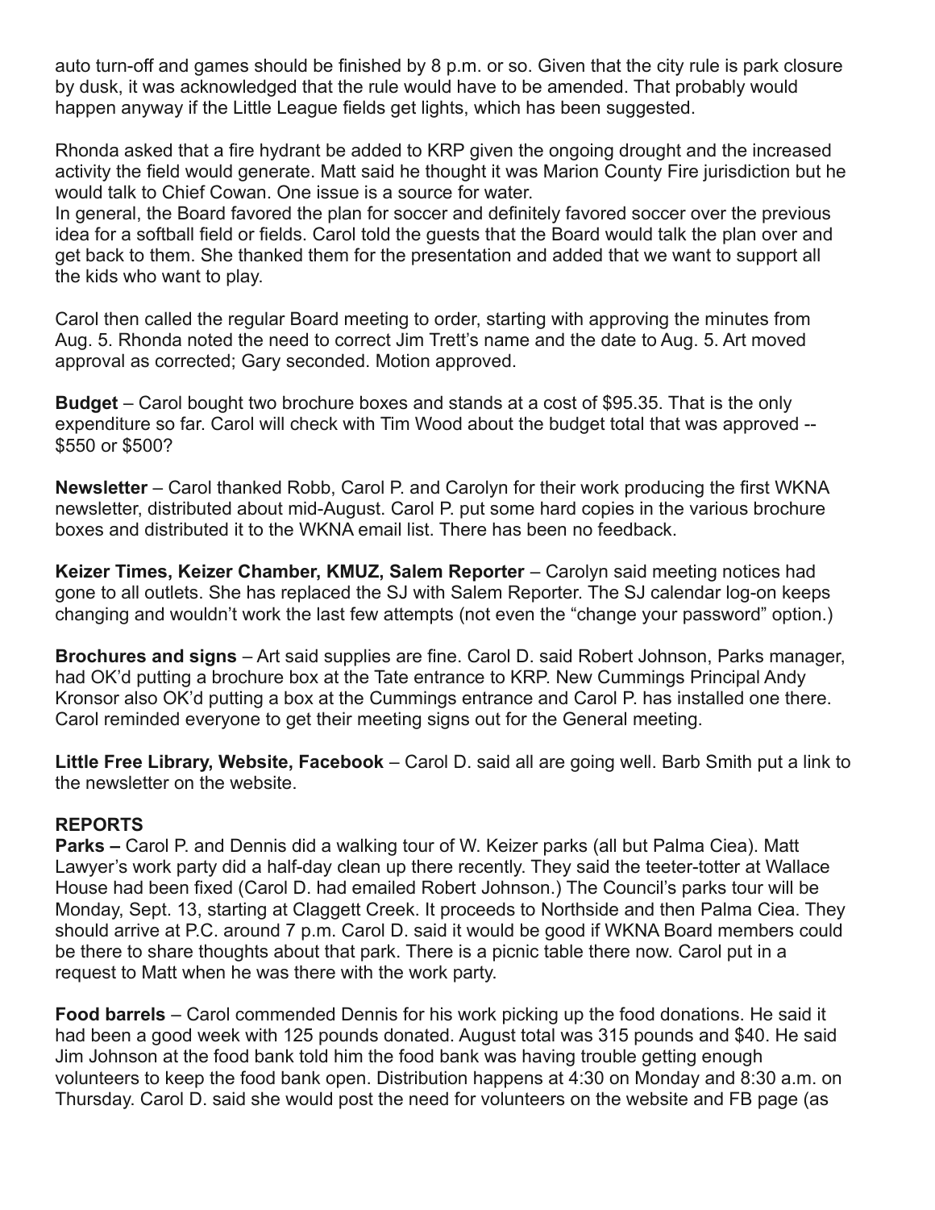auto turn-off and games should be finished by 8 p.m. or so. Given that the city rule is park closure by dusk, it was acknowledged that the rule would have to be amended. That probably would happen anyway if the Little League fields get lights, which has been suggested.

Rhonda asked that a fire hydrant be added to KRP given the ongoing drought and the increased activity the field would generate. Matt said he thought it was Marion County Fire jurisdiction but he would talk to Chief Cowan. One issue is a source for water.
In general, the Board favored the plan for soccer and definitely favored soccer over the previous idea for a softball field or fields. Carol told the guests that the Board would talk the plan over and get back to them. She thanked them for the presentation and added that we want to support all the kids who want to play.

Carol then called the regular Board meeting to order, starting with approving the minutes from Aug. 5. Rhonda noted the need to correct Jim Trett's name and the date to Aug. 5. Art moved approval as corrected; Gary seconded. Motion approved.

**Budget** – Carol bought two brochure boxes and stands at a cost of $95.35. That is the only expenditure so far. Carol will check with Tim Wood about the budget total that was approved -- $550 or $500?

**Newsletter** – Carol thanked Robb, Carol P. and Carolyn for their work producing the first WKNA newsletter, distributed about mid-August. Carol P. put some hard copies in the various brochure boxes and distributed it to the WKNA email list. There has been no feedback.

**Keizer Times, Keizer Chamber, KMUZ, Salem Reporter** – Carolyn said meeting notices had gone to all outlets. She has replaced the SJ with Salem Reporter. The SJ calendar log-on keeps changing and wouldn't work the last few attempts (not even the "change your password" option.)

**Brochures and signs** – Art said supplies are fine. Carol D. said Robert Johnson, Parks manager, had OK'd putting a brochure box at the Tate entrance to KRP. New Cummings Principal Andy Kronsor also OK'd putting a box at the Cummings entrance and Carol P. has installed one there. Carol reminded everyone to get their meeting signs out for the General meeting.

**Little Free Library, Website, Facebook** – Carol D. said all are going well. Barb Smith put a link to the newsletter on the website.

## REPORTS

**Parks –** Carol P. and Dennis did a walking tour of W. Keizer parks (all but Palma Ciea). Matt Lawyer's work party did a half-day clean up there recently. They said the teeter-totter at Wallace House had been fixed (Carol D. had emailed Robert Johnson.) The Council's parks tour will be Monday, Sept. 13, starting at Claggett Creek. It proceeds to Northside and then Palma Ciea. They should arrive at P.C. around 7 p.m. Carol D. said it would be good if WKNA Board members could be there to share thoughts about that park. There is a picnic table there now. Carol put in a request to Matt when he was there with the work party.

**Food barrels** – Carol commended Dennis for his work picking up the food donations. He said it had been a good week with 125 pounds donated. August total was 315 pounds and $40. He said Jim Johnson at the food bank told him the food bank was having trouble getting enough volunteers to keep the food bank open. Distribution happens at 4:30 on Monday and 8:30 a.m. on Thursday. Carol D. said she would post the need for volunteers on the website and FB page (as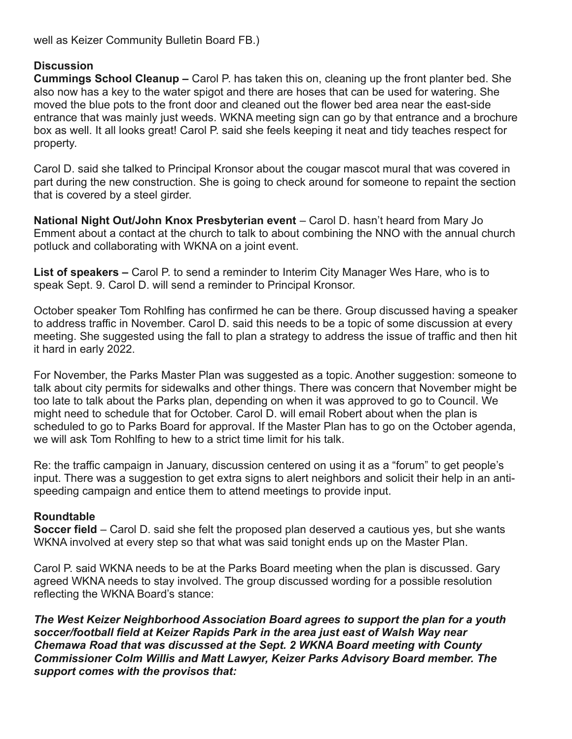well as Keizer Community Bulletin Board FB.)

**Discussion**

**Cummings School Cleanup –** Carol P. has taken this on, cleaning up the front planter bed. She also now has a key to the water spigot and there are hoses that can be used for watering. She moved the blue pots to the front door and cleaned out the flower bed area near the east-side entrance that was mainly just weeds. WKNA meeting sign can go by that entrance and a brochure box as well. It all looks great! Carol P. said she feels keeping it neat and tidy teaches respect for property.

Carol D. said she talked to Principal Kronsor about the cougar mascot mural that was covered in part during the new construction. She is going to check around for someone to repaint the section that is covered by a steel girder.

**National Night Out/John Knox Presbyterian event** – Carol D. hasn't heard from Mary Jo Emment about a contact at the church to talk to about combining the NNO with the annual church potluck and collaborating with WKNA on a joint event.

**List of speakers –** Carol P. to send a reminder to Interim City Manager Wes Hare, who is to speak Sept. 9. Carol D. will send a reminder to Principal Kronsor.

October speaker Tom Rohlfing has confirmed he can be there. Group discussed having a speaker to address traffic in November. Carol D. said this needs to be a topic of some discussion at every meeting. She suggested using the fall to plan a strategy to address the issue of traffic and then hit it hard in early 2022.

For November, the Parks Master Plan was suggested as a topic. Another suggestion: someone to talk about city permits for sidewalks and other things. There was concern that November might be too late to talk about the Parks plan, depending on when it was approved to go to Council. We might need to schedule that for October. Carol D. will email Robert about when the plan is scheduled to go to Parks Board for approval. If the Master Plan has to go on the October agenda, we will ask Tom Rohlfing to hew to a strict time limit for his talk.

Re: the traffic campaign in January, discussion centered on using it as a "forum" to get people's input. There was a suggestion to get extra signs to alert neighbors and solicit their help in an anti-speeding campaign and entice them to attend meetings to provide input.

**Roundtable**

**Soccer field** – Carol D. said she felt the proposed plan deserved a cautious yes, but she wants WKNA involved at every step so that what was said tonight ends up on the Master Plan.

Carol P. said WKNA needs to be at the Parks Board meeting when the plan is discussed. Gary agreed WKNA needs to stay involved. The group discussed wording for a possible resolution reflecting the WKNA Board's stance:

***The West Keizer Neighborhood Association Board agrees to support the plan for a youth soccer/football field at Keizer Rapids Park in the area just east of Walsh Way near Chemawa Road that was discussed at the Sept. 2 WKNA Board meeting with County Commissioner Colm Willis and Matt Lawyer, Keizer Parks Advisory Board member. The support comes with the provisos that:***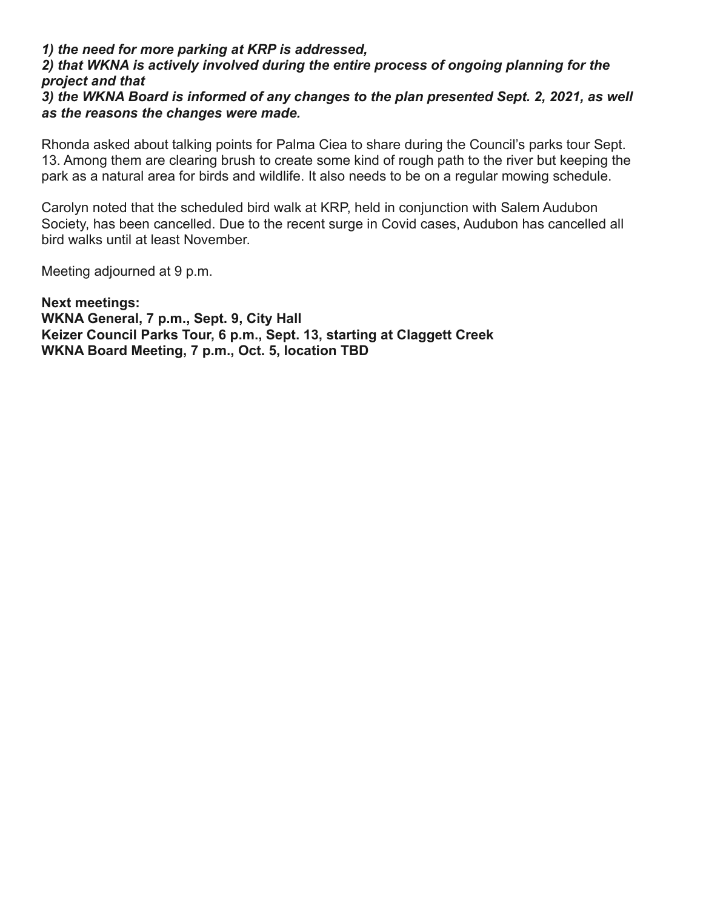***1) the need for more parking at KRP is addressed,***
***2) that WKNA is actively involved during the entire process of ongoing planning for the project and that***
***3) the WKNA Board is informed of any changes to the plan presented Sept. 2, 2021, as well as the reasons the changes were made.***

Rhonda asked about talking points for Palma Ciea to share during the Council's parks tour Sept. 13. Among them are clearing brush to create some kind of rough path to the river but keeping the park as a natural area for birds and wildlife. It also needs to be on a regular mowing schedule.

Carolyn noted that the scheduled bird walk at KRP, held in conjunction with Salem Audubon Society, has been cancelled. Due to the recent surge in Covid cases, Audubon has cancelled all bird walks until at least November.

Meeting adjourned at 9 p.m.

**Next meetings:**
**WKNA General, 7 p.m., Sept. 9, City Hall**
**Keizer Council Parks Tour, 6 p.m., Sept. 13, starting at Claggett Creek**
**WKNA Board Meeting, 7 p.m., Oct. 5, location TBD**